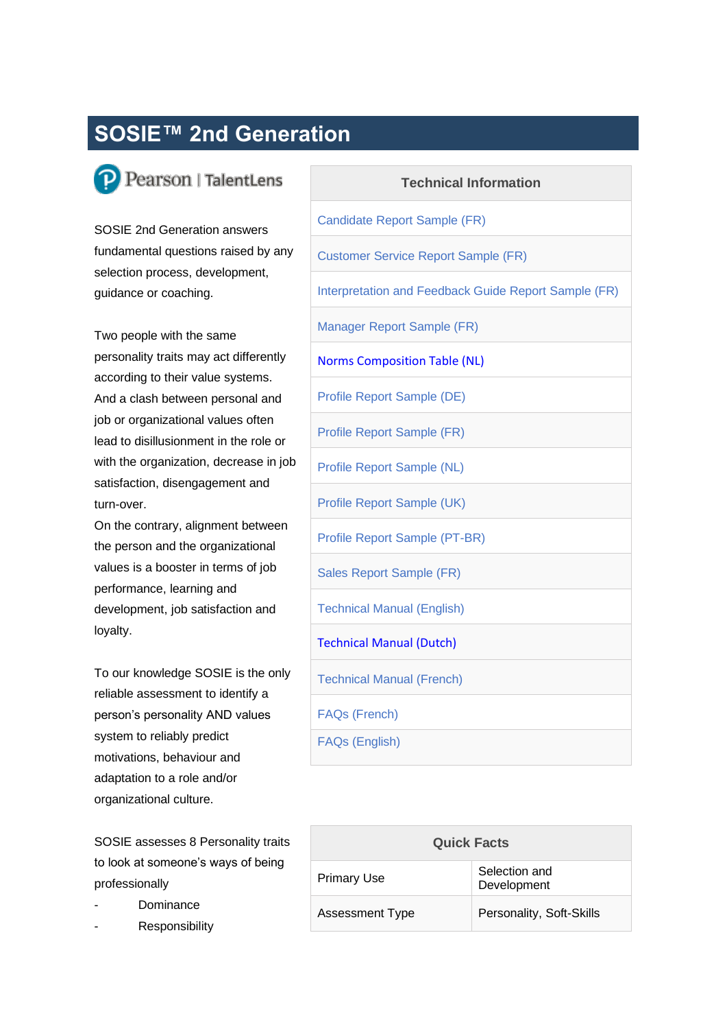# SOSIE™ 2nd Generation

Pearson | TalentLens

SOSIE 2nd Generation answers fundamental questions raised by any selection process, development, guidance or coaching.

Two people with the same personality traits may act differently according to their value systems. And a clash between personal and job or organizational values often lead to disillusionment in the role or with the organization, decrease in job satisfaction, disengagement and turn-over.
On the contrary, alignment between the person and the organizational values is a booster in terms of job performance, learning and development, job satisfaction and loyalty.

To our knowledge SOSIE is the only reliable assessment to identify a person's personality AND values system to reliably predict motivations, behaviour and adaptation to a role and/or organizational culture.

SOSIE assesses 8 Personality traits to look at someone's ways of being professionally

- Dominance
- Responsibility

| Technical Information |
| --- |
| Candidate Report Sample (FR) |
| Customer Service Report Sample (FR) |
| Interpretation and Feedback Guide Report Sample (FR) |
| Manager Report Sample (FR) |
| Norms Composition Table (NL) |
| Profile Report Sample (DE) |
| Profile Report Sample (FR) |
| Profile Report Sample (NL) |
| Profile Report Sample (UK) |
| Profile Report Sample (PT-BR) |
| Sales Report Sample (FR) |
| Technical Manual (English) |
| Technical Manual (Dutch) |
| Technical Manual (French) |
| FAQs (French) |
| FAQs (English) |

| Quick Facts | |
| --- | --- |
| Primary Use | Selection and Development |
| Assessment Type | Personality, Soft-Skills |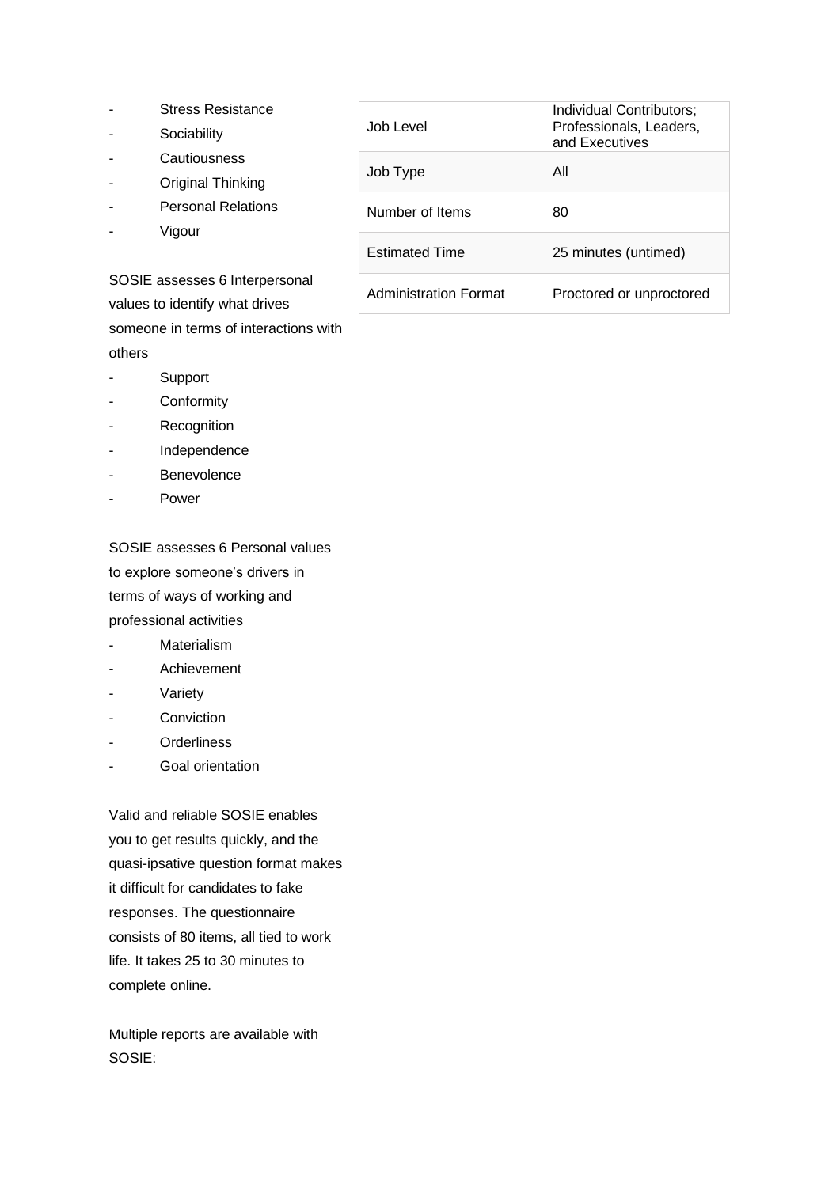- Stress Resistance
- Sociability
- Cautiousness
- Original Thinking
- Personal Relations
- Vigour

SOSIE assesses 6 Interpersonal values to identify what drives someone in terms of interactions with others

- Support
- Conformity
- Recognition
- Independence
- Benevolence
- Power

SOSIE assesses 6 Personal values to explore someone's drivers in terms of ways of working and professional activities

- Materialism
- Achievement
- Variety
- Conviction
- Orderliness
- Goal orientation

Valid and reliable SOSIE enables you to get results quickly, and the quasi-ipsative question format makes it difficult for candidates to fake responses. The questionnaire consists of 80 items, all tied to work life. It takes 25 to 30 minutes to complete online.

Multiple reports are available with SOSIE:

| | |
|---|---|
| Job Level | Individual Contributors; Professionals, Leaders, and Executives |
| Job Type | All |
| Number of Items | 80 |
| Estimated Time | 25 minutes (untimed) |
| Administration Format | Proctored or unproctored |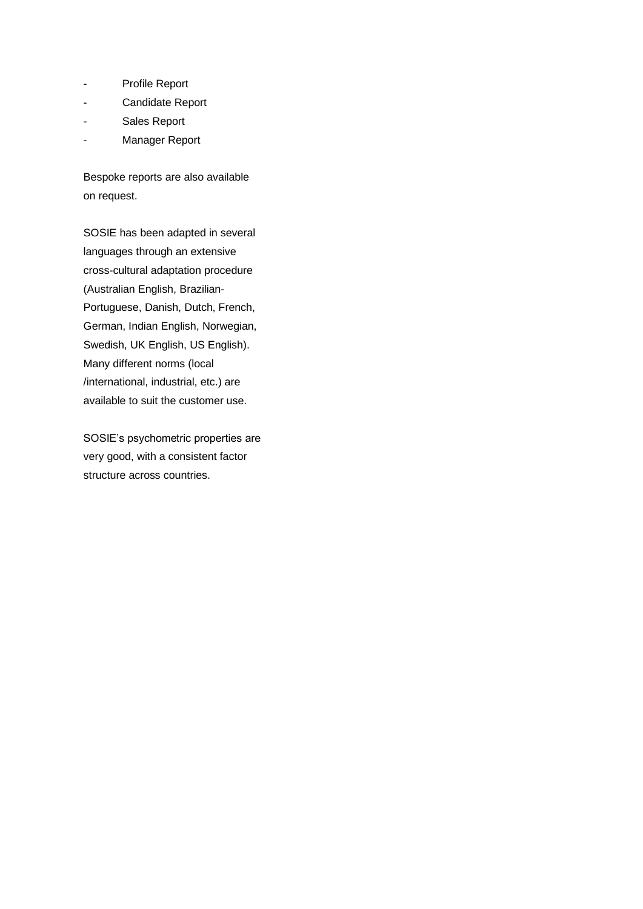- Profile Report
- Candidate Report
- Sales Report
- Manager Report

Bespoke reports are also available on request.

SOSIE has been adapted in several languages through an extensive cross-cultural adaptation procedure (Australian English, Brazilian-Portuguese, Danish, Dutch, French, German, Indian English, Norwegian, Swedish, UK English, US English). Many different norms (local /international, industrial, etc.) are available to suit the customer use.

SOSIE's psychometric properties are very good, with a consistent factor structure across countries.